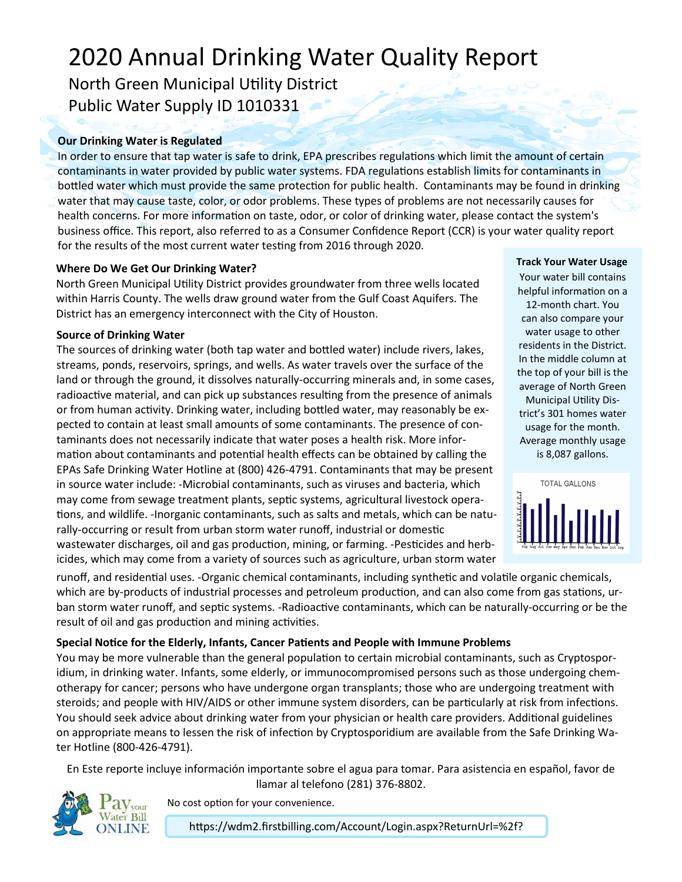# 2020 Annual Drinking Water Quality Report

North Green Municipal Utility District

Public Water Supply ID 1010331

### Our Drinking Water is Regulated

In order to ensure that tap water is safe to drink, EPA prescribes regulations which limit the amount of certain contaminants in water provided by public water systems. FDA regulations establish limits for contaminants in bottled water which must provide the same protection for public health. Contaminants may be found in drinking water that may cause taste, color, or odor problems. These types of problems are not necessarily causes for health concerns. For more information on taste, odor, or color of drinking water, please contact the system's business office. This report, also referred to as a Consumer Confidence Report (CCR) is your water quality report for the results of the most current water testing from 2016 through 2020.

### Where Do We Get Our Drinking Water?

North Green Municipal Utility District provides groundwater from three wells located within Harris County. The wells draw ground water from the Gulf Coast Aquifers. The District has an emergency interconnect with the City of Houston.

### Source of Drinking Water

The sources of drinking water (both tap water and bottled water) include rivers, lakes, streams, ponds, reservoirs, springs, and wells. As water travels over the surface of the land or through the ground, it dissolves naturally-occurring minerals and, in some cases, radioactive material, and can pick up substances resulting from the presence of animals or from human activity. Drinking water, including bottled water, may reasonably be expected to contain at least small amounts of some contaminants. The presence of contaminants does not necessarily indicate that water poses a health risk. More information about contaminants and potential health effects can be obtained by calling the EPAs Safe Drinking Water Hotline at (800) 426-4791. Contaminants that may be present in source water include: -Microbial contaminants, such as viruses and bacteria, which may come from sewage treatment plants, septic systems, agricultural livestock operations, and wildlife. -Inorganic contaminants, such as salts and metals, which can be naturally-occurring or result from urban storm water runoff, industrial or domestic wastewater discharges, oil and gas production, mining, or farming. -Pesticides and herbicides, which may come from a variety of sources such as agriculture, urban storm water runoff, and residential uses. -Organic chemical contaminants, including synthetic and volatile organic chemicals, which are by-products of industrial processes and petroleum production, and can also come from gas stations, urban storm water runoff, and septic systems. -Radioactive contaminants, which can be naturally-occurring or be the result of oil and gas production and mining activities.

### Track Your Water Usage

Your water bill contains helpful information on a 12-month chart. You can also compare your water usage to other residents in the District. In the middle column at the top of your bill is the average of North Green Municipal Utility District's 301 homes water usage for the month. Average monthly usage is 8,087 gallons.

TOTAL GALLONS

### Special Notice for the Elderly, Infants, Cancer Patients and People with Immune Problems

You may be more vulnerable than the general population to certain microbial contaminants, such as Cryptosporidium, in drinking water. Infants, some elderly, or immunocompromised persons such as those undergoing chemotherapy for cancer; persons who have undergone organ transplants; those who are undergoing treatment with steroids; and people with HIV/AIDS or other immune system disorders, can be particularly at risk from infections. You should seek advice about drinking water from your physician or health care providers. Additional guidelines on appropriate means to lessen the risk of infection by Cryptosporidium are available from the Safe Drinking Water Hotline (800-426-4791).

En Este reporte incluye información importante sobre el agua para tomar. Para asistencia en español, favor de llamar al telefono (281) 376-8802.

Pay your Water Bill ONLINE

No cost option for your convenience.

https://wdm2.firstbilling.com/Account/Login.aspx?ReturnUrl=%2f?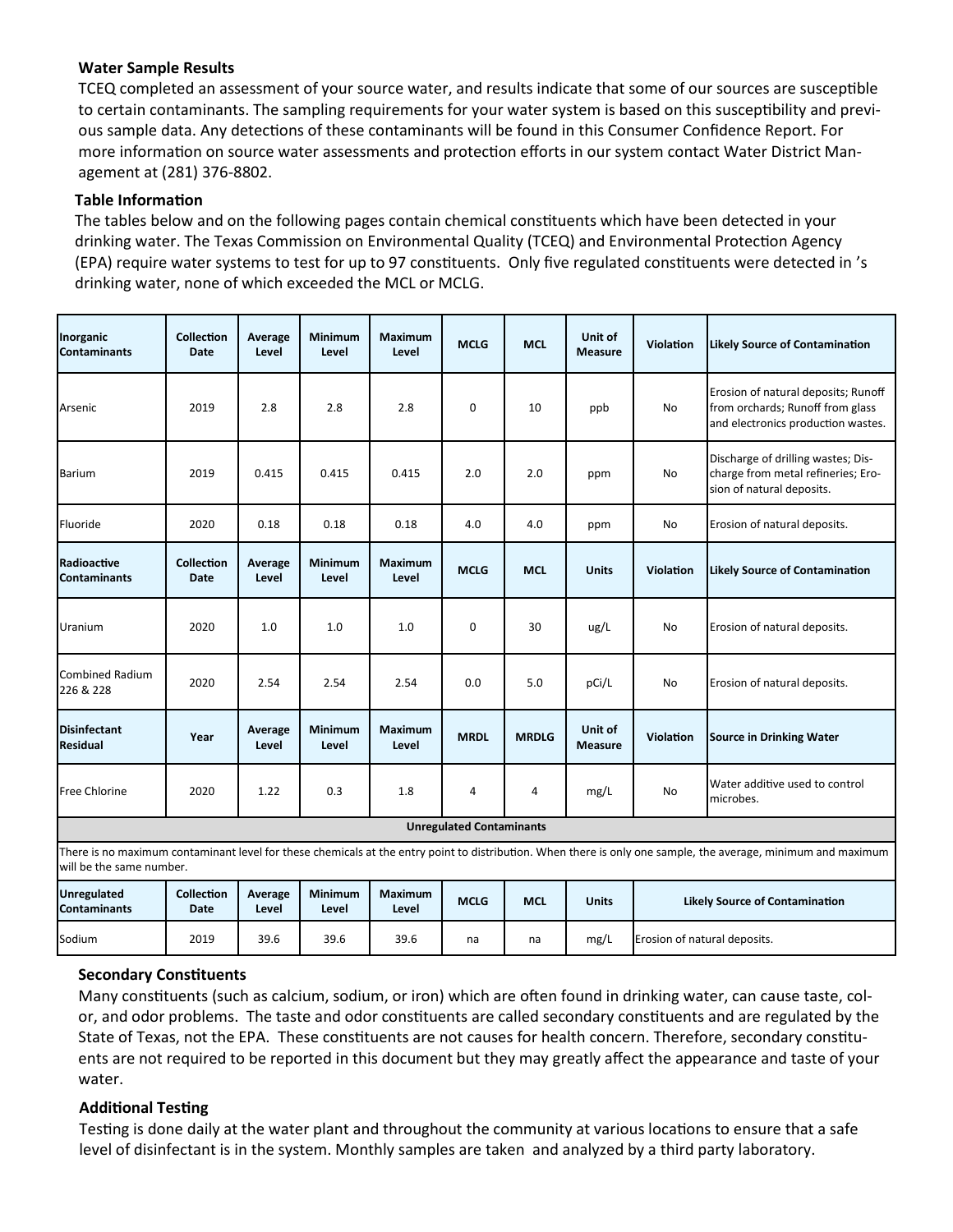**Water Sample Results**

TCEQ completed an assessment of your source water, and results indicate that some of our sources are susceptible to certain contaminants. The sampling requirements for your water system is based on this susceptibility and previous sample data. Any detections of these contaminants will be found in this Consumer Confidence Report. For more information on source water assessments and protection efforts in our system contact Water District Management at (281) 376-8802.

**Table Information**

The tables below and on the following pages contain chemical constituents which have been detected in your drinking water. The Texas Commission on Environmental Quality (TCEQ) and Environmental Protection Agency (EPA) require water systems to test for up to 97 constituents. Only five regulated constituents were detected in 's drinking water, none of which exceeded the MCL or MCLG.

| Inorganic Contaminants | Collection Date | Average Level | Minimum Level | Maximum Level | MCLG | MCL | Unit of Measure | Violation | Likely Source of Contamination |
|---|---|---|---|---|---|---|---|---|---|
| Arsenic | 2019 | 2.8 | 2.8 | 2.8 | 0 | 10 | ppb | No | Erosion of natural deposits; Runoff from orchards; Runoff from glass and electronics production wastes. |
| Barium | 2019 | 0.415 | 0.415 | 0.415 | 2.0 | 2.0 | ppm | No | Discharge of drilling wastes; Discharge from metal refineries; Erosion of natural deposits. |
| Fluoride | 2020 | 0.18 | 0.18 | 0.18 | 4.0 | 4.0 | ppm | No | Erosion of natural deposits. |
| **Radioactive Contaminants** | **Collection Date** | **Average Level** | **Minimum Level** | **Maximum Level** | **MCLG** | **MCL** | **Units** | **Violation** | **Likely Source of Contamination** |
| Uranium | 2020 | 1.0 | 1.0 | 1.0 | 0 | 30 | ug/L | No | Erosion of natural deposits. |
| Combined Radium 226 & 228 | 2020 | 2.54 | 2.54 | 2.54 | 0.0 | 5.0 | pCi/L | No | Erosion of natural deposits. |
| **Disinfectant Residual** | **Year** | **Average Level** | **Minimum Level** | **Maximum Level** | **MRDL** | **MRDLG** | **Unit of Measure** | **Violation** | **Source in Drinking Water** |
| Free Chlorine | 2020 | 1.22 | 0.3 | 1.8 | 4 | 4 | mg/L | No | Water additive used to control microbes. |

**Unregulated Contaminants**

There is no maximum contaminant level for these chemicals at the entry point to distribution. When there is only one sample, the average, minimum and maximum will be the same number.

| Unregulated Contaminants | Collection Date | Average Level | Minimum Level | Maximum Level | MCLG | MCL | Units | Likely Source of Contamination |
|---|---|---|---|---|---|---|---|---|
| Sodium | 2019 | 39.6 | 39.6 | 39.6 | na | na | mg/L | Erosion of natural deposits. |

**Secondary Constituents**

Many constituents (such as calcium, sodium, or iron) which are often found in drinking water, can cause taste, color, and odor problems. The taste and odor constituents are called secondary constituents and are regulated by the State of Texas, not the EPA. These constituents are not causes for health concern. Therefore, secondary constituents are not required to be reported in this document but they may greatly affect the appearance and taste of your water.

**Additional Testing**

Testing is done daily at the water plant and throughout the community at various locations to ensure that a safe level of disinfectant is in the system. Monthly samples are taken and analyzed by a third party laboratory.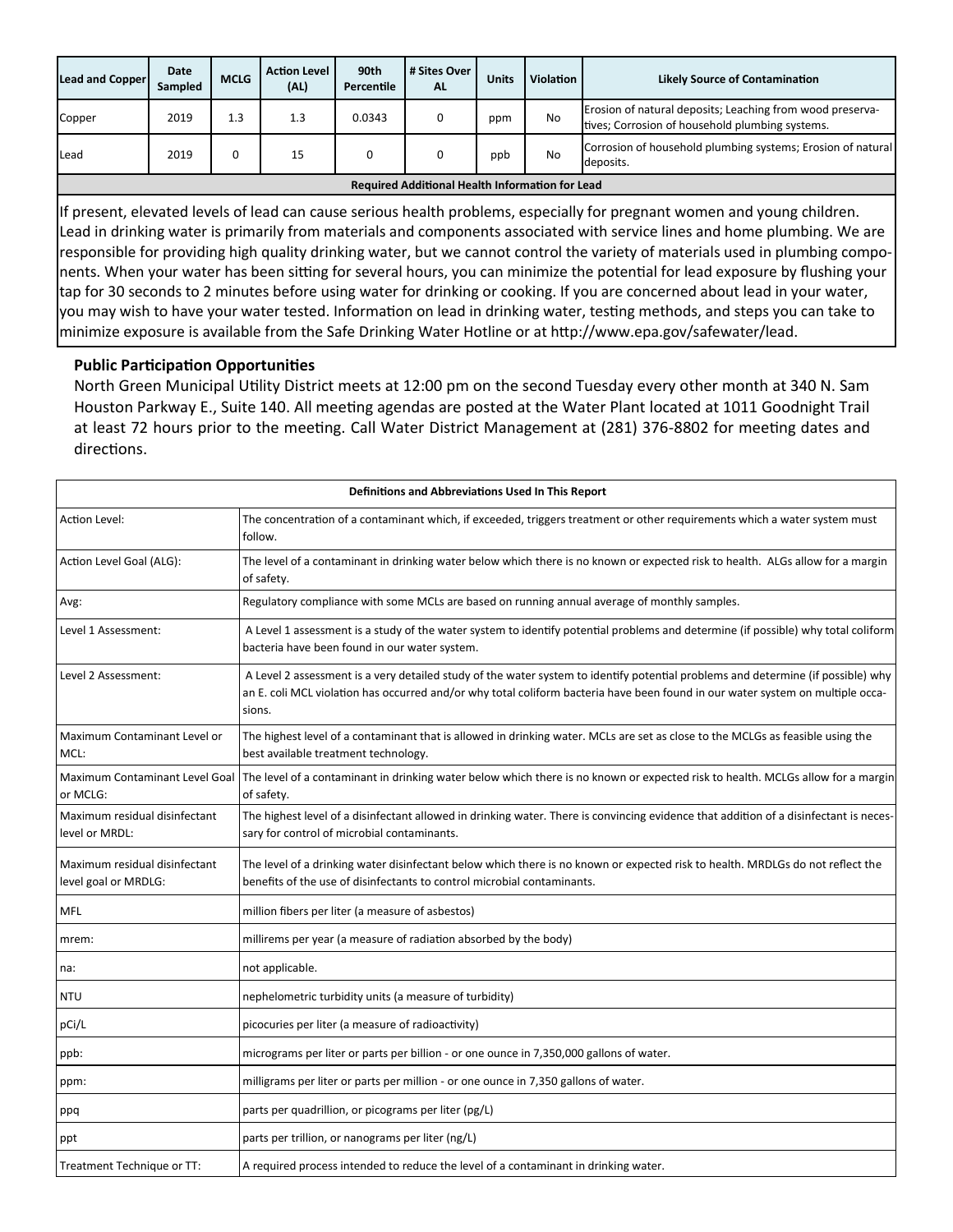| Lead and Copper | Date Sampled | MCLG | Action Level (AL) | 90th Percentile | # Sites Over AL | Units | Violation | Likely Source of Contamination |
|---|---|---|---|---|---|---|---|---|
| Copper | 2019 | 1.3 | 1.3 | 0.0343 | 0 | ppm | No | Erosion of natural deposits; Leaching from wood preservatives; Corrosion of household plumbing systems. |
| Lead | 2019 | 0 | 15 | 0 | 0 | ppb | No | Corrosion of household plumbing systems; Erosion of natural deposits. |

**Required Additional Health Information for Lead**

If present, elevated levels of lead can cause serious health problems, especially for pregnant women and young children. Lead in drinking water is primarily from materials and components associated with service lines and home plumbing. We are responsible for providing high quality drinking water, but we cannot control the variety of materials used in plumbing components. When your water has been sitting for several hours, you can minimize the potential for lead exposure by flushing your tap for 30 seconds to 2 minutes before using water for drinking or cooking. If you are concerned about lead in your water, you may wish to have your water tested. Information on lead in drinking water, testing methods, and steps you can take to minimize exposure is available from the Safe Drinking Water Hotline or at http://www.epa.gov/safewater/lead.

### Public Participation Opportunities

North Green Municipal Utility District meets at 12:00 pm on the second Tuesday every other month at 340 N. Sam Houston Parkway E., Suite 140. All meeting agendas are posted at the Water Plant located at 1011 Goodnight Trail at least 72 hours prior to the meeting. Call Water District Management at (281) 376-8802 for meeting dates and directions.

| Definitions and Abbreviations Used In This Report | |
|---|---|
| Action Level: | The concentration of a contaminant which, if exceeded, triggers treatment or other requirements which a water system must follow. |
| Action Level Goal (ALG): | The level of a contaminant in drinking water below which there is no known or expected risk to health. ALGs allow for a margin of safety. |
| Avg: | Regulatory compliance with some MCLs are based on running annual average of monthly samples. |
| Level 1 Assessment: | A Level 1 assessment is a study of the water system to identify potential problems and determine (if possible) why total coliform bacteria have been found in our water system. |
| Level 2 Assessment: | A Level 2 assessment is a very detailed study of the water system to identify potential problems and determine (if possible) why an E. coli MCL violation has occurred and/or why total coliform bacteria have been found in our water system on multiple occasions. |
| Maximum Contaminant Level or MCL: | The highest level of a contaminant that is allowed in drinking water. MCLs are set as close to the MCLGs as feasible using the best available treatment technology. |
| Maximum Contaminant Level Goal or MCLG: | The level of a contaminant in drinking water below which there is no known or expected risk to health. MCLGs allow for a margin of safety. |
| Maximum residual disinfectant level or MRDL: | The highest level of a disinfectant allowed in drinking water. There is convincing evidence that addition of a disinfectant is necessary for control of microbial contaminants. |
| Maximum residual disinfectant level goal or MRDLG: | The level of a drinking water disinfectant below which there is no known or expected risk to health. MRDLGs do not reflect the benefits of the use of disinfectants to control microbial contaminants. |
| MFL | million fibers per liter (a measure of asbestos) |
| mrem: | millirems per year (a measure of radiation absorbed by the body) |
| na: | not applicable. |
| NTU | nephelometric turbidity units (a measure of turbidity) |
| pCi/L | picocuries per liter (a measure of radioactivity) |
| ppb: | micrograms per liter or parts per billion - or one ounce in 7,350,000 gallons of water. |
| ppm: | milligrams per liter or parts per million - or one ounce in 7,350 gallons of water. |
| ppq | parts per quadrillion, or picograms per liter (pg/L) |
| ppt | parts per trillion, or nanograms per liter (ng/L) |
| Treatment Technique or TT: | A required process intended to reduce the level of a contaminant in drinking water. |